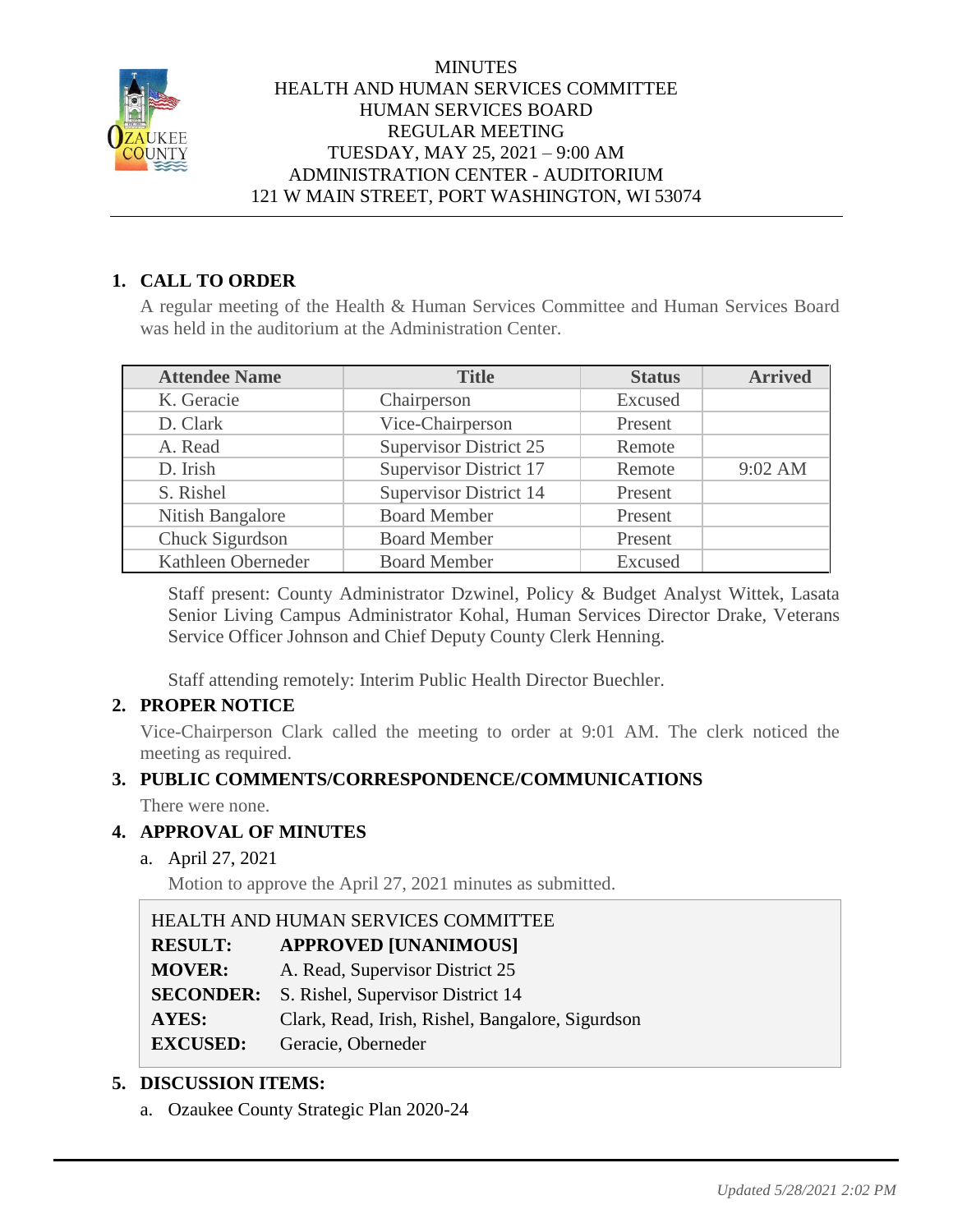MINUTES
HEALTH AND HUMAN SERVICES COMMITTEE
HUMAN SERVICES BOARD
REGULAR MEETING
TUESDAY, MAY 25, 2021 – 9:00 AM
ADMINISTRATION CENTER - AUDITORIUM
121 W MAIN STREET, PORT WASHINGTON, WI 53074

## 1. CALL TO ORDER

A regular meeting of the Health & Human Services Committee and Human Services Board was held in the auditorium at the Administration Center.

| Attendee Name | Title | Status | Arrived |
|---|---|---|---|
| K. Geracie | Chairperson | Excused | |
| D. Clark | Vice-Chairperson | Present | |
| A. Read | Supervisor District 25 | Remote | |
| D. Irish | Supervisor District 17 | Remote | 9:02 AM |
| S. Rishel | Supervisor District 14 | Present | |
| Nitish Bangalore | Board Member | Present | |
| Chuck Sigurdson | Board Member | Present | |
| Kathleen Oberneder | Board Member | Excused | |

Staff present: County Administrator Dzwinel, Policy & Budget Analyst Wittek, Lasata Senior Living Campus Administrator Kohal, Human Services Director Drake, Veterans Service Officer Johnson and Chief Deputy County Clerk Henning.

Staff attending remotely: Interim Public Health Director Buechler.

## 2. PROPER NOTICE

Vice-Chairperson Clark called the meeting to order at 9:01 AM. The clerk noticed the meeting as required.

## 3. PUBLIC COMMENTS/CORRESPONDENCE/COMMUNICATIONS

There were none.

## 4. APPROVAL OF MINUTES

a. April 27, 2021

Motion to approve the April 27, 2021 minutes as submitted.

HEALTH AND HUMAN SERVICES COMMITTEE

| | |
|---|---|
| **RESULT:** | **APPROVED [UNANIMOUS]** |
| **MOVER:** | A. Read, Supervisor District 25 |
| **SECONDER:** | S. Rishel, Supervisor District 14 |
| **AYES:** | Clark, Read, Irish, Rishel, Bangalore, Sigurdson |
| **EXCUSED:** | Geracie, Oberneder |

## 5. DISCUSSION ITEMS:

a. Ozaukee County Strategic Plan 2020-24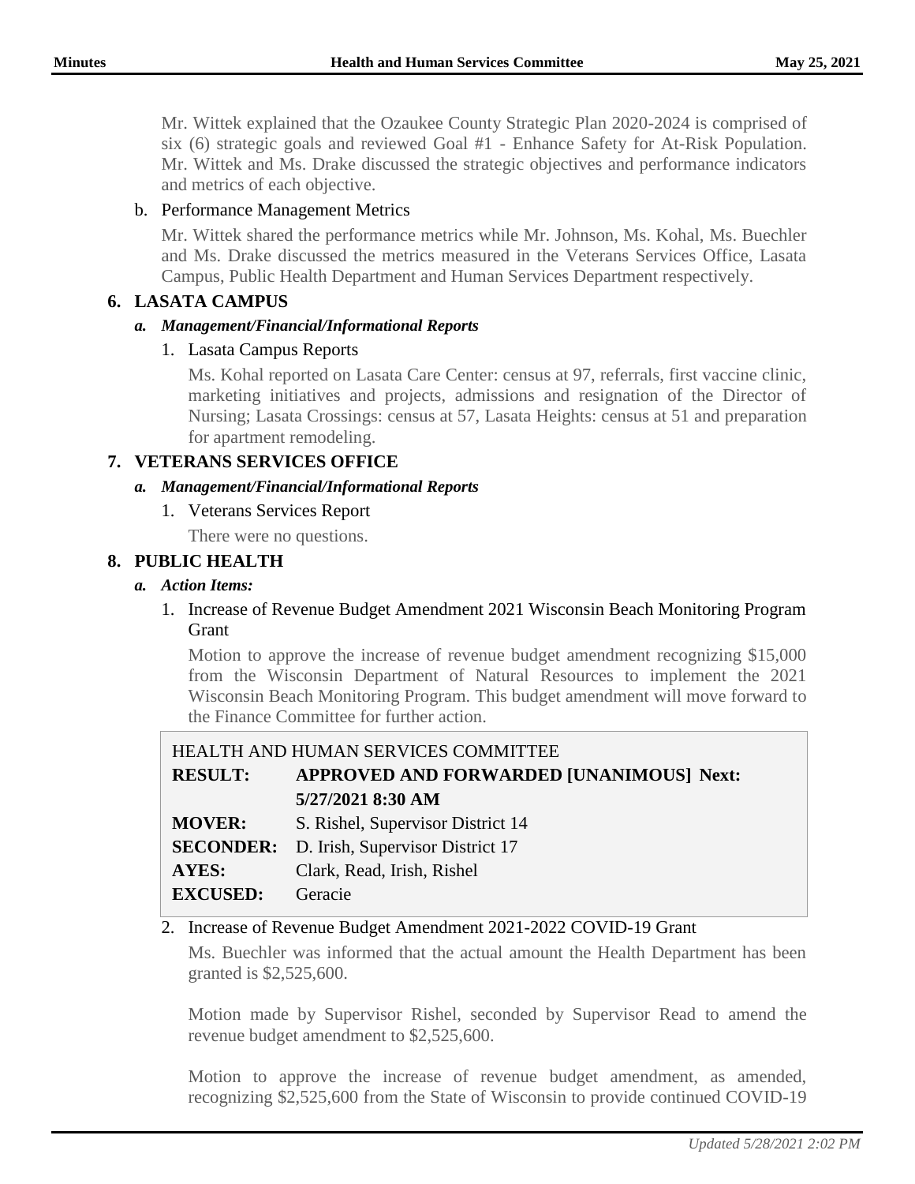Mr. Wittek explained that the Ozaukee County Strategic Plan 2020-2024 is comprised of six (6) strategic goals and reviewed Goal #1 - Enhance Safety for At-Risk Population. Mr. Wittek and Ms. Drake discussed the strategic objectives and performance indicators and metrics of each objective.

b. Performance Management Metrics

Mr. Wittek shared the performance metrics while Mr. Johnson, Ms. Kohal, Ms. Buechler and Ms. Drake discussed the metrics measured in the Veterans Services Office, Lasata Campus, Public Health Department and Human Services Department respectively.

## 6. LASATA CAMPUS

### *a. Management/Financial/Informational Reports*

1. Lasata Campus Reports

Ms. Kohal reported on Lasata Care Center: census at 97, referrals, first vaccine clinic, marketing initiatives and projects, admissions and resignation of the Director of Nursing; Lasata Crossings: census at 57, Lasata Heights: census at 51 and preparation for apartment remodeling.

## 7. VETERANS SERVICES OFFICE

### *a. Management/Financial/Informational Reports*

1. Veterans Services Report

There were no questions.

## 8. PUBLIC HEALTH

### *a. Action Items:*

1. Increase of Revenue Budget Amendment 2021 Wisconsin Beach Monitoring Program Grant

Motion to approve the increase of revenue budget amendment recognizing $15,000 from the Wisconsin Department of Natural Resources to implement the 2021 Wisconsin Beach Monitoring Program. This budget amendment will move forward to the Finance Committee for further action.

| HEALTH AND HUMAN SERVICES COMMITTEE | |
|---|---|
| **RESULT:** | **APPROVED AND FORWARDED [UNANIMOUS] Next: 5/27/2021 8:30 AM** |
| **MOVER:** | S. Rishel, Supervisor District 14 |
| **SECONDER:** | D. Irish, Supervisor District 17 |
| **AYES:** | Clark, Read, Irish, Rishel |
| **EXCUSED:** | Geracie |

2. Increase of Revenue Budget Amendment 2021-2022 COVID-19 Grant

Ms. Buechler was informed that the actual amount the Health Department has been granted is $2,525,600.

Motion made by Supervisor Rishel, seconded by Supervisor Read to amend the revenue budget amendment to $2,525,600.

Motion to approve the increase of revenue budget amendment, as amended, recognizing $2,525,600 from the State of Wisconsin to provide continued COVID-19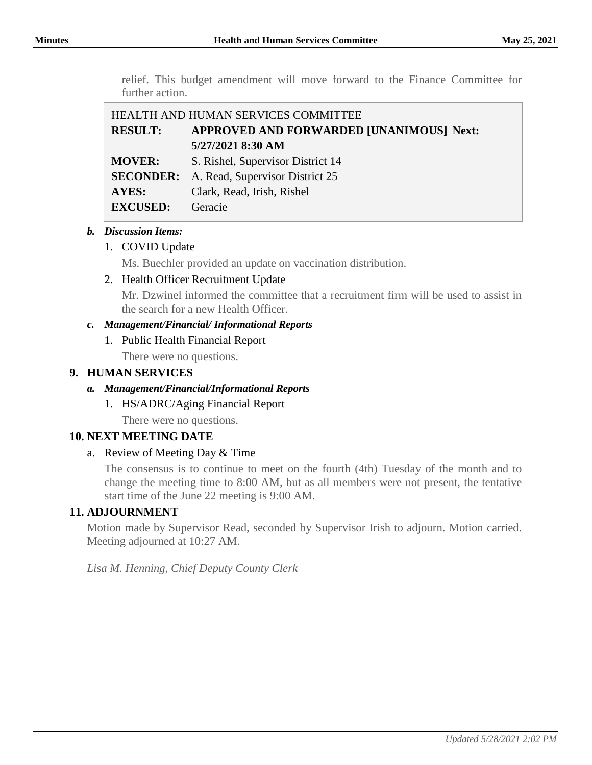relief. This budget amendment will move forward to the Finance Committee for further action.

| HEALTH AND HUMAN SERVICES COMMITTEE | |
|---|---|
| **RESULT:** | **APPROVED AND FORWARDED [UNANIMOUS] Next: 5/27/2021 8:30 AM** |
| **MOVER:** | S. Rishel, Supervisor District 14 |
| **SECONDER:** | A. Read, Supervisor District 25 |
| **AYES:** | Clark, Read, Irish, Rishel |
| **EXCUSED:** | Geracie |

***b. Discussion Items:***

1. COVID Update

   Ms. Buechler provided an update on vaccination distribution.

2. Health Officer Recruitment Update

   Mr. Dzwinel informed the committee that a recruitment firm will be used to assist in the search for a new Health Officer.

***c. Management/Financial/ Informational Reports***

1. Public Health Financial Report

   There were no questions.

## 9. HUMAN SERVICES

***a. Management/Financial/Informational Reports***

1. HS/ADRC/Aging Financial Report

   There were no questions.

## 10. NEXT MEETING DATE

a. Review of Meeting Day & Time

   The consensus is to continue to meet on the fourth (4th) Tuesday of the month and to change the meeting time to 8:00 AM, but as all members were not present, the tentative start time of the June 22 meeting is 9:00 AM.

## 11. ADJOURNMENT

Motion made by Supervisor Read, seconded by Supervisor Irish to adjourn. Motion carried. Meeting adjourned at 10:27 AM.

*Lisa M. Henning, Chief Deputy County Clerk*